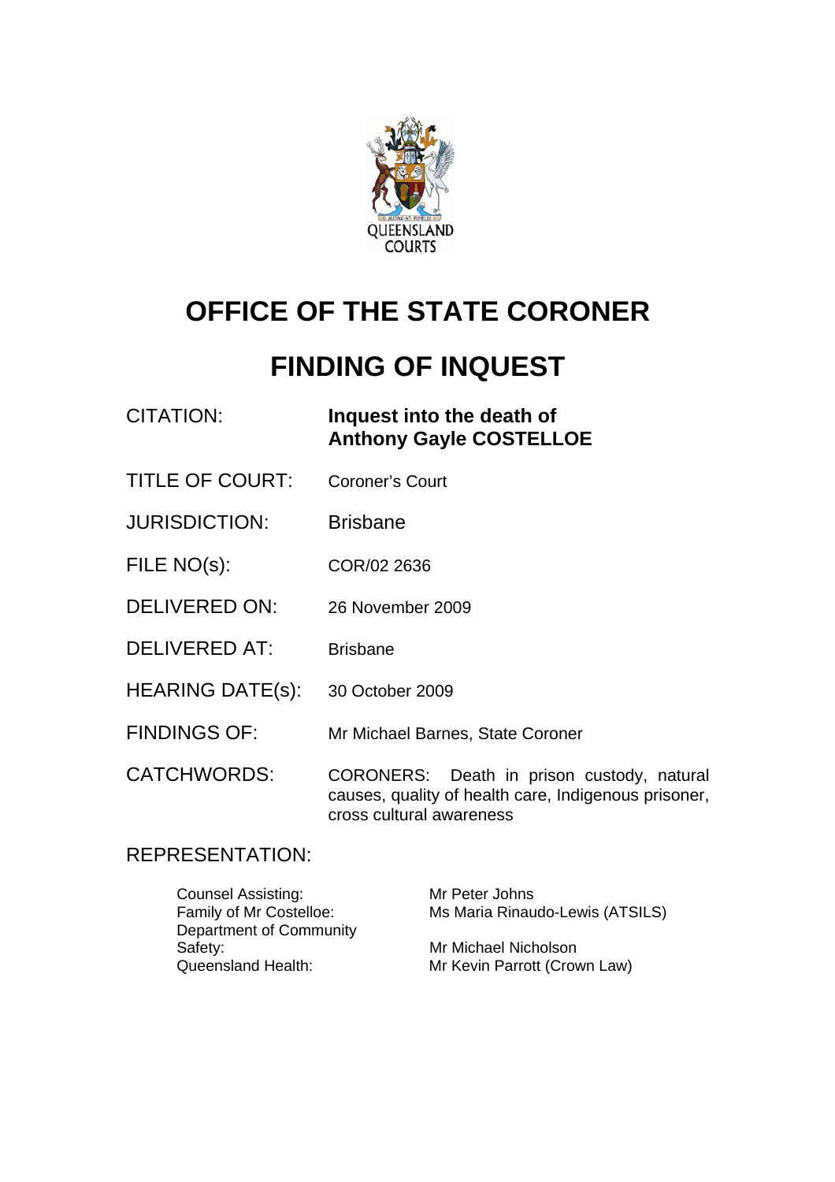QUEENSLAND COURTS

# OFFICE OF THE STATE CORONER

# FINDING OF INQUEST

| | |
|---|---|
| CITATION: | **Inquest into the death of Anthony Gayle COSTELLOE** |
| TITLE OF COURT: | Coroner's Court |
| JURISDICTION: | Brisbane |
| FILE NO(s): | COR/02 2636 |
| DELIVERED ON: | 26 November 2009 |
| DELIVERED AT: | Brisbane |
| HEARING DATE(s): | 30 October 2009 |
| FINDINGS OF: | Mr Michael Barnes, State Coroner |
| CATCHWORDS: | CORONERS: Death in prison custody, natural causes, quality of health care, Indigenous prisoner, cross cultural awareness |

REPRESENTATION:

| | |
|---|---|
| Counsel Assisting: | Mr Peter Johns |
| Family of Mr Costelloe: | Ms Maria Rinaudo-Lewis (ATSILS) |
| Department of Community Safety: | Mr Michael Nicholson |
| Queensland Health: | Mr Kevin Parrott (Crown Law) |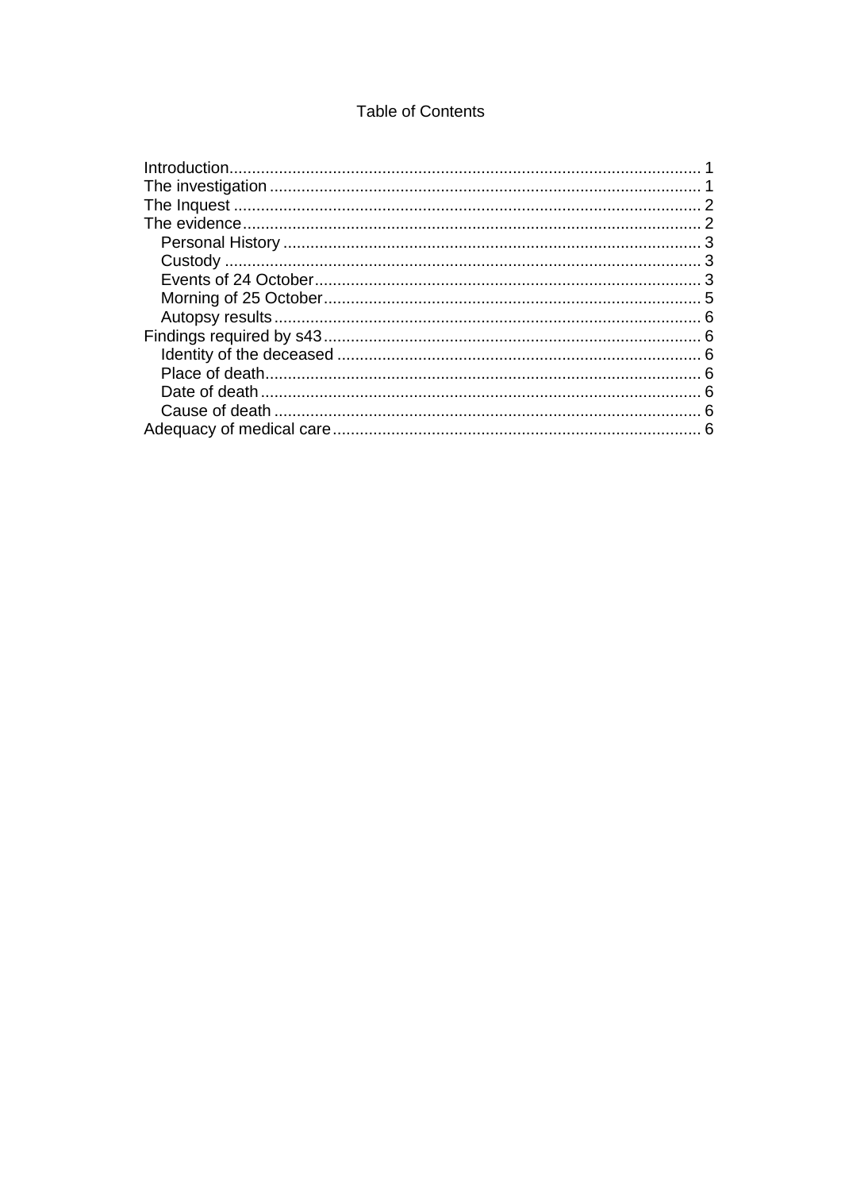# Table of Contents

- Introduction ........ 1
- The investigation ........ 1
- The Inquest ........ 2
- The evidence ........ 2
  - Personal History ........ 3
  - Custody ........ 3
  - Events of 24 October ........ 3
  - Morning of 25 October ........ 5
  - Autopsy results ........ 6
- Findings required by s43 ........ 6
  - Identity of the deceased ........ 6
  - Place of death ........ 6
  - Date of death ........ 6
  - Cause of death ........ 6
- Adequacy of medical care ........ 6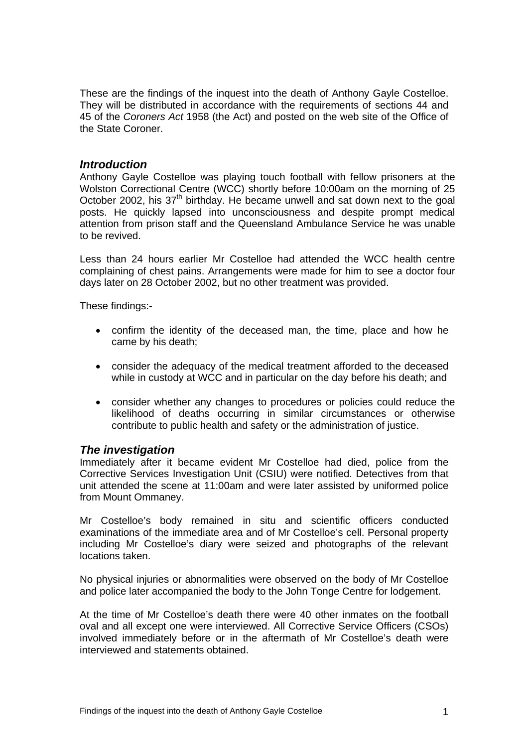These are the findings of the inquest into the death of Anthony Gayle Costelloe. They will be distributed in accordance with the requirements of sections 44 and 45 of the *Coroners Act* 1958 (the Act) and posted on the web site of the Office of the State Coroner.

## *Introduction*

Anthony Gayle Costelloe was playing touch football with fellow prisoners at the Wolston Correctional Centre (WCC) shortly before 10:00am on the morning of 25 October 2002, his 37th birthday. He became unwell and sat down next to the goal posts. He quickly lapsed into unconsciousness and despite prompt medical attention from prison staff and the Queensland Ambulance Service he was unable to be revived.

Less than 24 hours earlier Mr Costelloe had attended the WCC health centre complaining of chest pains. Arrangements were made for him to see a doctor four days later on 28 October 2002, but no other treatment was provided.

These findings:-

- confirm the identity of the deceased man, the time, place and how he came by his death;
- consider the adequacy of the medical treatment afforded to the deceased while in custody at WCC and in particular on the day before his death; and
- consider whether any changes to procedures or policies could reduce the likelihood of deaths occurring in similar circumstances or otherwise contribute to public health and safety or the administration of justice.

## *The investigation*

Immediately after it became evident Mr Costelloe had died, police from the Corrective Services Investigation Unit (CSIU) were notified. Detectives from that unit attended the scene at 11:00am and were later assisted by uniformed police from Mount Ommaney.

Mr Costelloe's body remained in situ and scientific officers conducted examinations of the immediate area and of Mr Costelloe's cell. Personal property including Mr Costelloe's diary were seized and photographs of the relevant locations taken.

No physical injuries or abnormalities were observed on the body of Mr Costelloe and police later accompanied the body to the John Tonge Centre for lodgement.

At the time of Mr Costelloe's death there were 40 other inmates on the football oval and all except one were interviewed. All Corrective Service Officers (CSOs) involved immediately before or in the aftermath of Mr Costelloe's death were interviewed and statements obtained.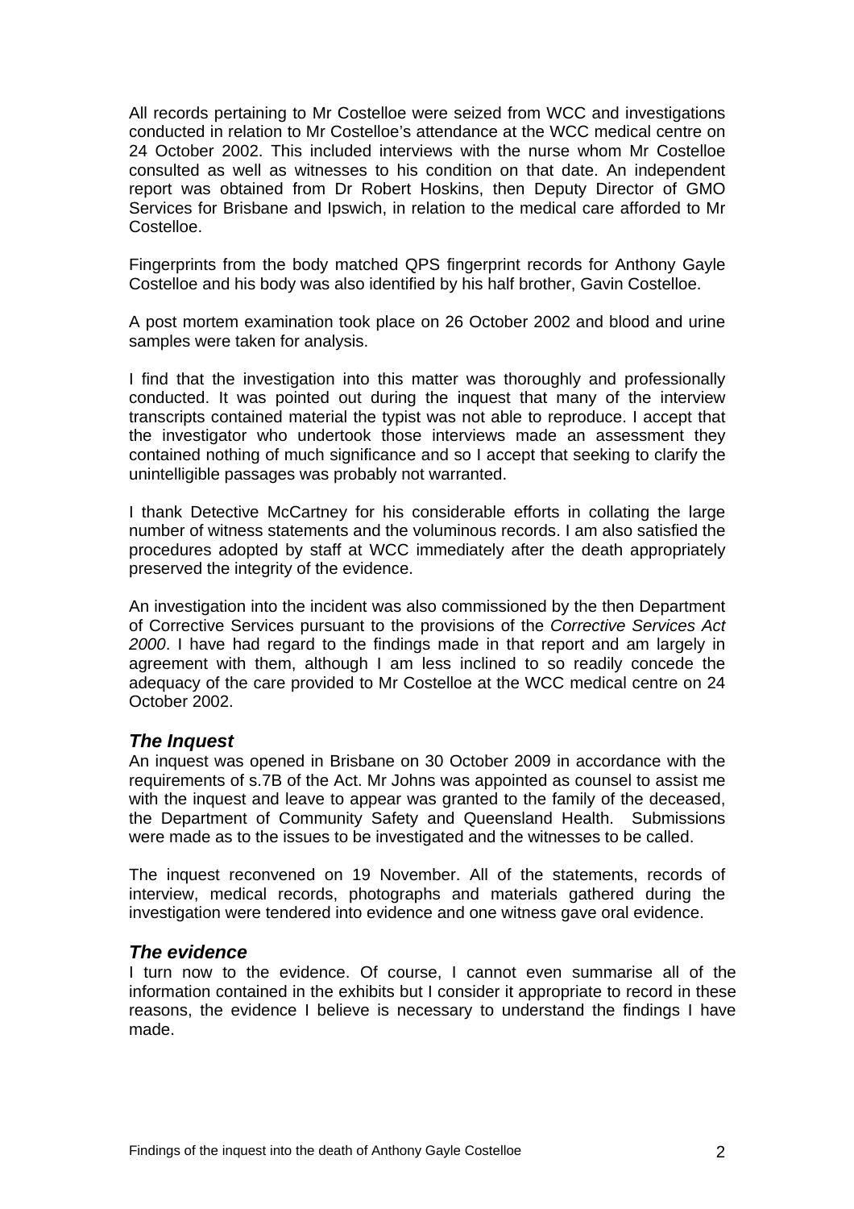All records pertaining to Mr Costelloe were seized from WCC and investigations conducted in relation to Mr Costelloe's attendance at the WCC medical centre on 24 October 2002. This included interviews with the nurse whom Mr Costelloe consulted as well as witnesses to his condition on that date. An independent report was obtained from Dr Robert Hoskins, then Deputy Director of GMO Services for Brisbane and Ipswich, in relation to the medical care afforded to Mr Costelloe.

Fingerprints from the body matched QPS fingerprint records for Anthony Gayle Costelloe and his body was also identified by his half brother, Gavin Costelloe.

A post mortem examination took place on 26 October 2002 and blood and urine samples were taken for analysis.

I find that the investigation into this matter was thoroughly and professionally conducted. It was pointed out during the inquest that many of the interview transcripts contained material the typist was not able to reproduce. I accept that the investigator who undertook those interviews made an assessment they contained nothing of much significance and so I accept that seeking to clarify the unintelligible passages was probably not warranted.

I thank Detective McCartney for his considerable efforts in collating the large number of witness statements and the voluminous records. I am also satisfied the procedures adopted by staff at WCC immediately after the death appropriately preserved the integrity of the evidence.

An investigation into the incident was also commissioned by the then Department of Corrective Services pursuant to the provisions of the *Corrective Services Act 2000*. I have had regard to the findings made in that report and am largely in agreement with them, although I am less inclined to so readily concede the adequacy of the care provided to Mr Costelloe at the WCC medical centre on 24 October 2002.

### *The Inquest*

An inquest was opened in Brisbane on 30 October 2009 in accordance with the requirements of s.7B of the Act. Mr Johns was appointed as counsel to assist me with the inquest and leave to appear was granted to the family of the deceased, the Department of Community Safety and Queensland Health. Submissions were made as to the issues to be investigated and the witnesses to be called.

The inquest reconvened on 19 November. All of the statements, records of interview, medical records, photographs and materials gathered during the investigation were tendered into evidence and one witness gave oral evidence.

### *The evidence*

I turn now to the evidence. Of course, I cannot even summarise all of the information contained in the exhibits but I consider it appropriate to record in these reasons, the evidence I believe is necessary to understand the findings I have made.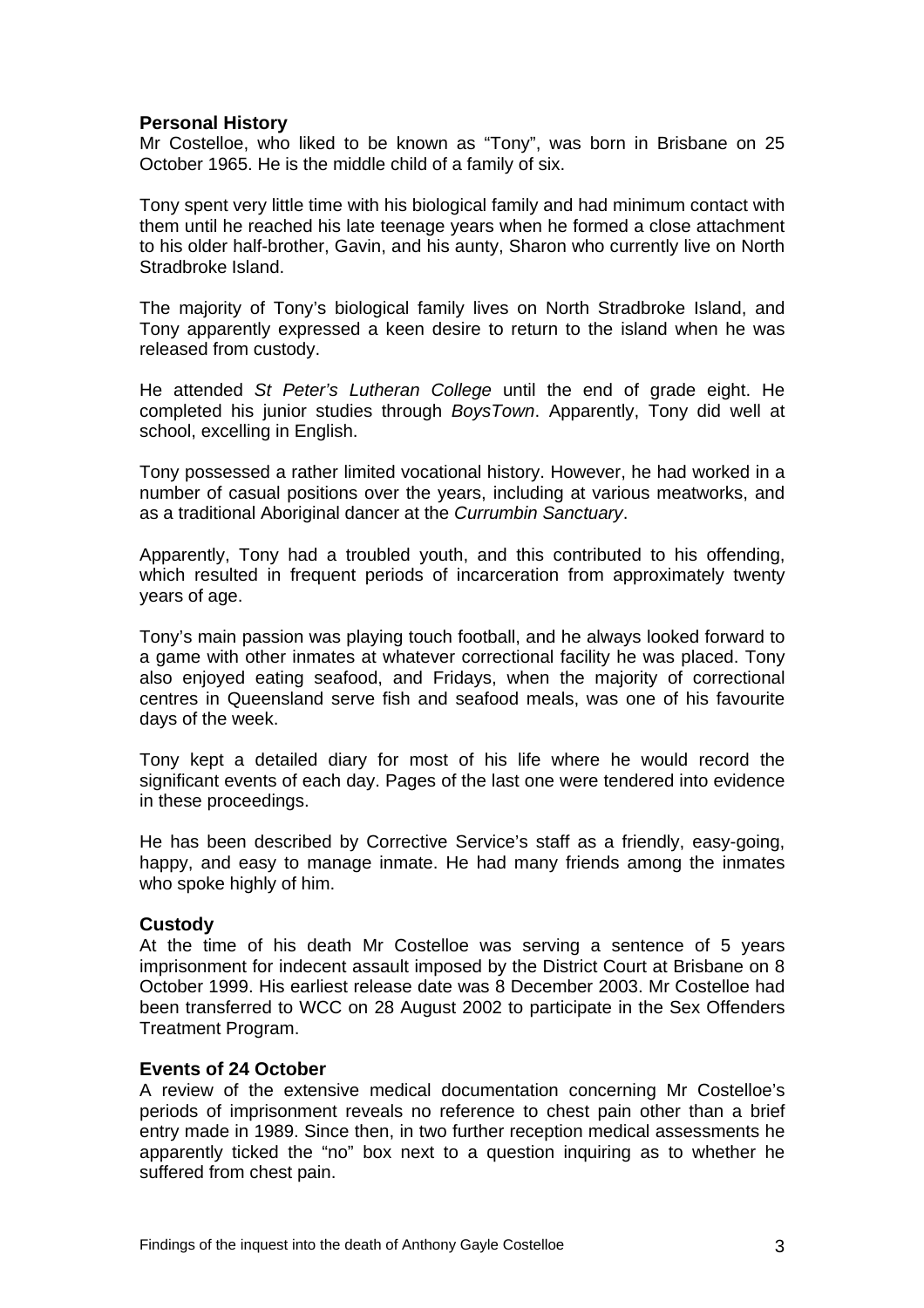## Personal History

Mr Costelloe, who liked to be known as "Tony", was born in Brisbane on 25 October 1965. He is the middle child of a family of six.

Tony spent very little time with his biological family and had minimum contact with them until he reached his late teenage years when he formed a close attachment to his older half-brother, Gavin, and his aunty, Sharon who currently live on North Stradbroke Island.

The majority of Tony's biological family lives on North Stradbroke Island, and Tony apparently expressed a keen desire to return to the island when he was released from custody.

He attended *St Peter's Lutheran College* until the end of grade eight. He completed his junior studies through *BoysTown*. Apparently, Tony did well at school, excelling in English.

Tony possessed a rather limited vocational history. However, he had worked in a number of casual positions over the years, including at various meatworks, and as a traditional Aboriginal dancer at the *Currumbin Sanctuary*.

Apparently, Tony had a troubled youth, and this contributed to his offending, which resulted in frequent periods of incarceration from approximately twenty years of age.

Tony's main passion was playing touch football, and he always looked forward to a game with other inmates at whatever correctional facility he was placed. Tony also enjoyed eating seafood, and Fridays, when the majority of correctional centres in Queensland serve fish and seafood meals, was one of his favourite days of the week.

Tony kept a detailed diary for most of his life where he would record the significant events of each day. Pages of the last one were tendered into evidence in these proceedings.

He has been described by Corrective Service's staff as a friendly, easy-going, happy, and easy to manage inmate. He had many friends among the inmates who spoke highly of him.

## Custody

At the time of his death Mr Costelloe was serving a sentence of 5 years imprisonment for indecent assault imposed by the District Court at Brisbane on 8 October 1999. His earliest release date was 8 December 2003. Mr Costelloe had been transferred to WCC on 28 August 2002 to participate in the Sex Offenders Treatment Program.

## Events of 24 October

A review of the extensive medical documentation concerning Mr Costelloe's periods of imprisonment reveals no reference to chest pain other than a brief entry made in 1989. Since then, in two further reception medical assessments he apparently ticked the "no" box next to a question inquiring as to whether he suffered from chest pain.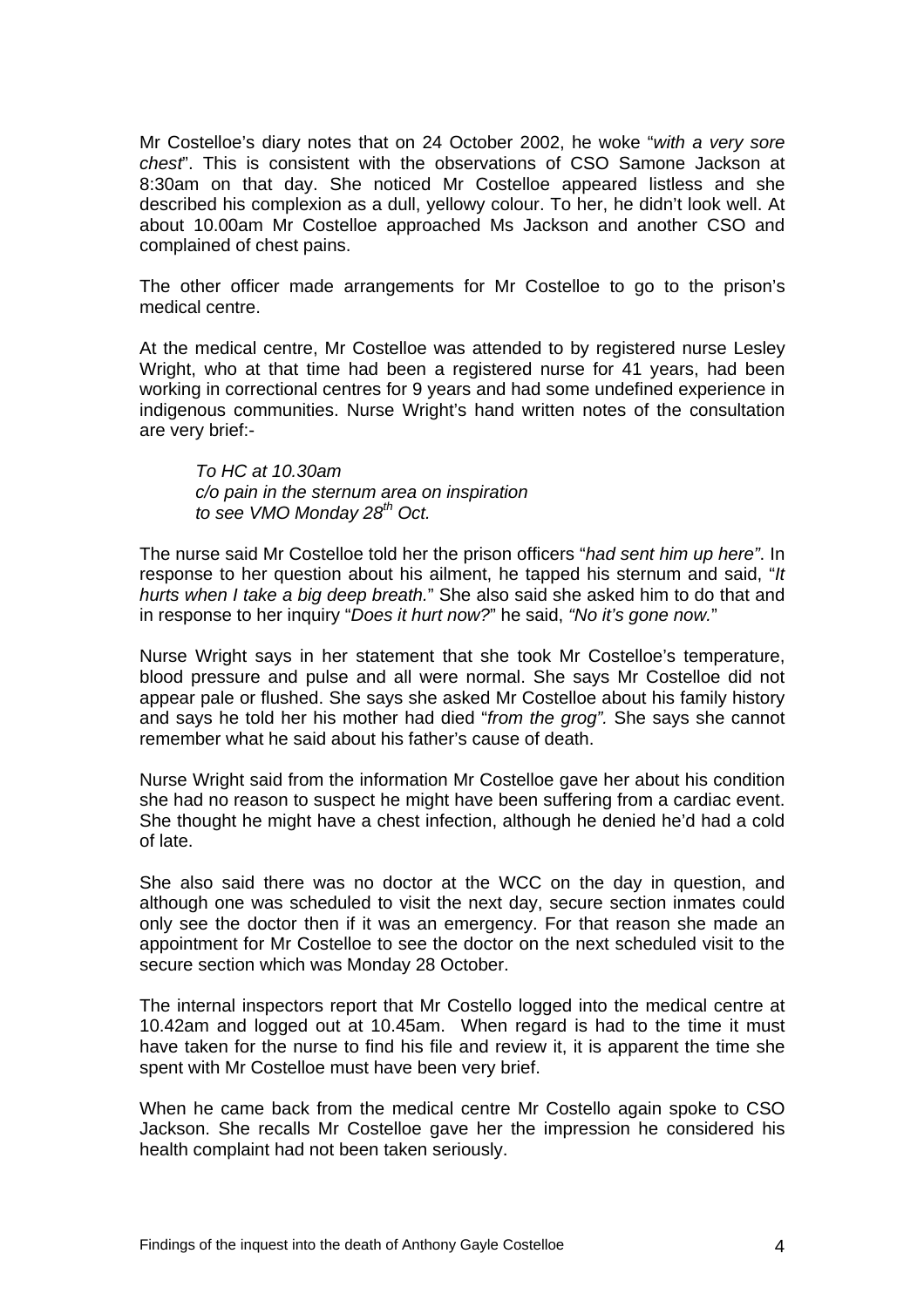Mr Costelloe's diary notes that on 24 October 2002, he woke "*with a very sore chest*". This is consistent with the observations of CSO Samone Jackson at 8:30am on that day. She noticed Mr Costelloe appeared listless and she described his complexion as a dull, yellowy colour. To her, he didn't look well. At about 10.00am Mr Costelloe approached Ms Jackson and another CSO and complained of chest pains.

The other officer made arrangements for Mr Costelloe to go to the prison's medical centre.

At the medical centre, Mr Costelloe was attended to by registered nurse Lesley Wright, who at that time had been a registered nurse for 41 years, had been working in correctional centres for 9 years and had some undefined experience in indigenous communities. Nurse Wright's hand written notes of the consultation are very brief:-

> *To HC at 10.30am*
> *c/o pain in the sternum area on inspiration*
> *to see VMO Monday 28th Oct.*

The nurse said Mr Costelloe told her the prison officers "*had sent him up here"*. In response to her question about his ailment, he tapped his sternum and said, "*It hurts when I take a big deep breath.*" She also said she asked him to do that and in response to her inquiry "*Does it hurt now?*" he said, *"No it's gone now.*"

Nurse Wright says in her statement that she took Mr Costelloe's temperature, blood pressure and pulse and all were normal. She says Mr Costelloe did not appear pale or flushed. She says she asked Mr Costelloe about his family history and says he told her his mother had died "*from the grog".* She says she cannot remember what he said about his father's cause of death.

Nurse Wright said from the information Mr Costelloe gave her about his condition she had no reason to suspect he might have been suffering from a cardiac event. She thought he might have a chest infection, although he denied he'd had a cold of late.

She also said there was no doctor at the WCC on the day in question, and although one was scheduled to visit the next day, secure section inmates could only see the doctor then if it was an emergency. For that reason she made an appointment for Mr Costelloe to see the doctor on the next scheduled visit to the secure section which was Monday 28 October.

The internal inspectors report that Mr Costello logged into the medical centre at 10.42am and logged out at 10.45am. When regard is had to the time it must have taken for the nurse to find his file and review it, it is apparent the time she spent with Mr Costelloe must have been very brief.

When he came back from the medical centre Mr Costello again spoke to CSO Jackson. She recalls Mr Costelloe gave her the impression he considered his health complaint had not been taken seriously.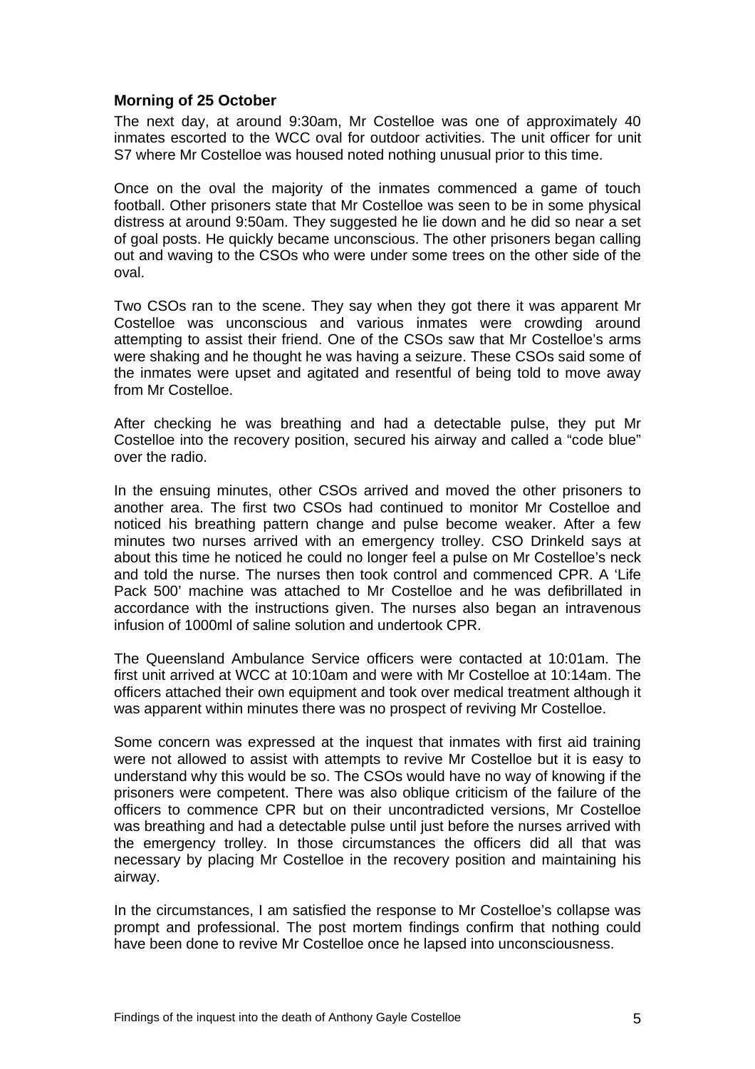### Morning of 25 October

The next day, at around 9:30am, Mr Costelloe was one of approximately 40 inmates escorted to the WCC oval for outdoor activities. The unit officer for unit S7 where Mr Costelloe was housed noted nothing unusual prior to this time.

Once on the oval the majority of the inmates commenced a game of touch football. Other prisoners state that Mr Costelloe was seen to be in some physical distress at around 9:50am. They suggested he lie down and he did so near a set of goal posts. He quickly became unconscious. The other prisoners began calling out and waving to the CSOs who were under some trees on the other side of the oval.

Two CSOs ran to the scene. They say when they got there it was apparent Mr Costelloe was unconscious and various inmates were crowding around attempting to assist their friend. One of the CSOs saw that Mr Costelloe's arms were shaking and he thought he was having a seizure. These CSOs said some of the inmates were upset and agitated and resentful of being told to move away from Mr Costelloe.

After checking he was breathing and had a detectable pulse, they put Mr Costelloe into the recovery position, secured his airway and called a "code blue" over the radio.

In the ensuing minutes, other CSOs arrived and moved the other prisoners to another area. The first two CSOs had continued to monitor Mr Costelloe and noticed his breathing pattern change and pulse become weaker. After a few minutes two nurses arrived with an emergency trolley. CSO Drinkeld says at about this time he noticed he could no longer feel a pulse on Mr Costelloe's neck and told the nurse. The nurses then took control and commenced CPR. A 'Life Pack 500' machine was attached to Mr Costelloe and he was defibrillated in accordance with the instructions given. The nurses also began an intravenous infusion of 1000ml of saline solution and undertook CPR.

The Queensland Ambulance Service officers were contacted at 10:01am. The first unit arrived at WCC at 10:10am and were with Mr Costelloe at 10:14am. The officers attached their own equipment and took over medical treatment although it was apparent within minutes there was no prospect of reviving Mr Costelloe.

Some concern was expressed at the inquest that inmates with first aid training were not allowed to assist with attempts to revive Mr Costelloe but it is easy to understand why this would be so. The CSOs would have no way of knowing if the prisoners were competent. There was also oblique criticism of the failure of the officers to commence CPR but on their uncontradicted versions, Mr Costelloe was breathing and had a detectable pulse until just before the nurses arrived with the emergency trolley. In those circumstances the officers did all that was necessary by placing Mr Costelloe in the recovery position and maintaining his airway.

In the circumstances, I am satisfied the response to Mr Costelloe's collapse was prompt and professional. The post mortem findings confirm that nothing could have been done to revive Mr Costelloe once he lapsed into unconsciousness.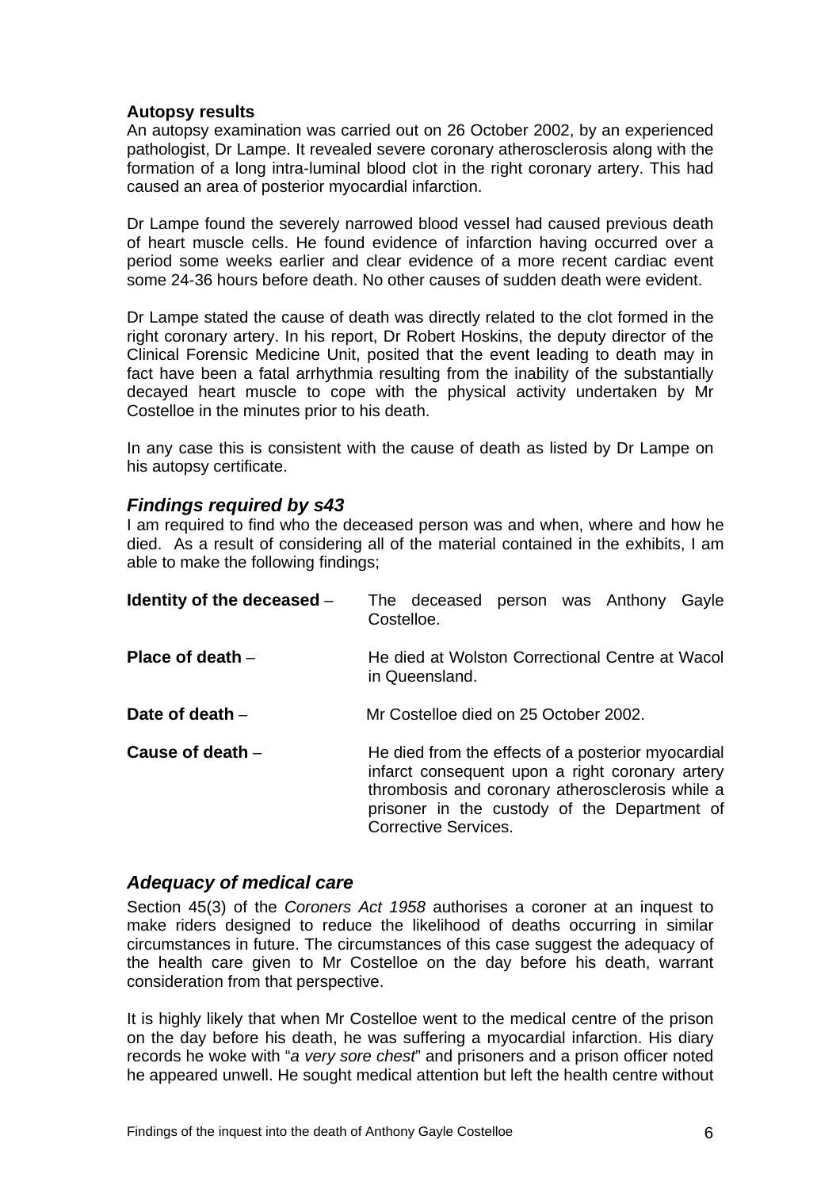**Autopsy results**

An autopsy examination was carried out on 26 October 2002, by an experienced pathologist, Dr Lampe. It revealed severe coronary atherosclerosis along with the formation of a long intra-luminal blood clot in the right coronary artery. This had caused an area of posterior myocardial infarction.

Dr Lampe found the severely narrowed blood vessel had caused previous death of heart muscle cells. He found evidence of infarction having occurred over a period some weeks earlier and clear evidence of a more recent cardiac event some 24-36 hours before death. No other causes of sudden death were evident.

Dr Lampe stated the cause of death was directly related to the clot formed in the right coronary artery. In his report, Dr Robert Hoskins, the deputy director of the Clinical Forensic Medicine Unit, posited that the event leading to death may in fact have been a fatal arrhythmia resulting from the inability of the substantially decayed heart muscle to cope with the physical activity undertaken by Mr Costelloe in the minutes prior to his death.

In any case this is consistent with the cause of death as listed by Dr Lampe on his autopsy certificate.

## *Findings required by s43*

I am required to find who the deceased person was and when, where and how he died. As a result of considering all of the material contained in the exhibits, I am able to make the following findings;

**Identity of the deceased** – The deceased person was Anthony Gayle Costelloe.

**Place of death** – He died at Wolston Correctional Centre at Wacol in Queensland.

**Date of death** – Mr Costelloe died on 25 October 2002.

**Cause of death** – He died from the effects of a posterior myocardial infarct consequent upon a right coronary artery thrombosis and coronary atherosclerosis while a prisoner in the custody of the Department of Corrective Services.

## *Adequacy of medical care*

Section 45(3) of the *Coroners Act 1958* authorises a coroner at an inquest to make riders designed to reduce the likelihood of deaths occurring in similar circumstances in future. The circumstances of this case suggest the adequacy of the health care given to Mr Costelloe on the day before his death, warrant consideration from that perspective.

It is highly likely that when Mr Costelloe went to the medical centre of the prison on the day before his death, he was suffering a myocardial infarction. His diary records he woke with "*a very sore chest*" and prisoners and a prison officer noted he appeared unwell. He sought medical attention but left the health centre without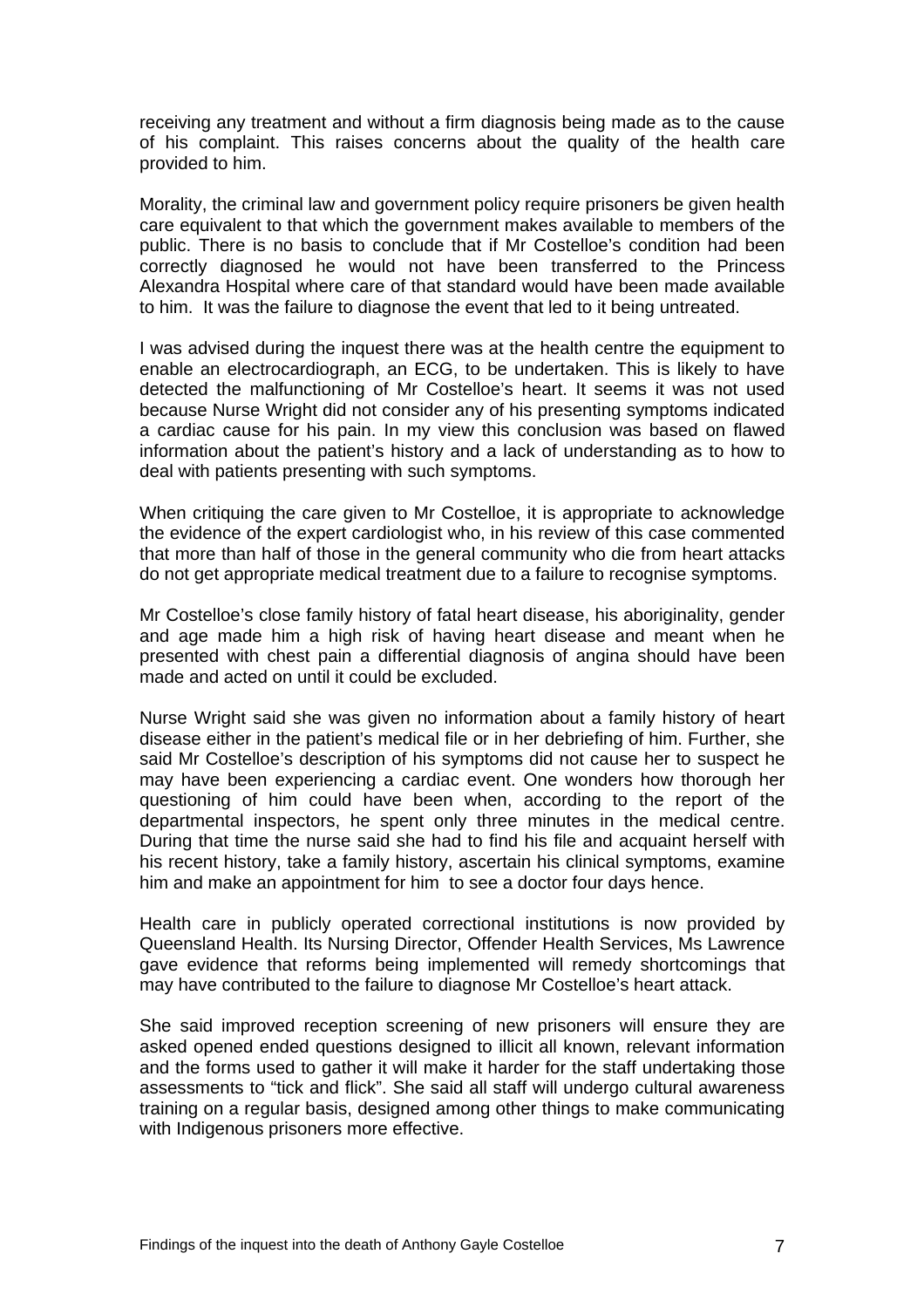receiving any treatment and without a firm diagnosis being made as to the cause of his complaint. This raises concerns about the quality of the health care provided to him.

Morality, the criminal law and government policy require prisoners be given health care equivalent to that which the government makes available to members of the public. There is no basis to conclude that if Mr Costelloe's condition had been correctly diagnosed he would not have been transferred to the Princess Alexandra Hospital where care of that standard would have been made available to him. It was the failure to diagnose the event that led to it being untreated.

I was advised during the inquest there was at the health centre the equipment to enable an electrocardiograph, an ECG, to be undertaken. This is likely to have detected the malfunctioning of Mr Costelloe's heart. It seems it was not used because Nurse Wright did not consider any of his presenting symptoms indicated a cardiac cause for his pain. In my view this conclusion was based on flawed information about the patient's history and a lack of understanding as to how to deal with patients presenting with such symptoms.

When critiquing the care given to Mr Costelloe, it is appropriate to acknowledge the evidence of the expert cardiologist who, in his review of this case commented that more than half of those in the general community who die from heart attacks do not get appropriate medical treatment due to a failure to recognise symptoms.

Mr Costelloe's close family history of fatal heart disease, his aboriginality, gender and age made him a high risk of having heart disease and meant when he presented with chest pain a differential diagnosis of angina should have been made and acted on until it could be excluded.

Nurse Wright said she was given no information about a family history of heart disease either in the patient's medical file or in her debriefing of him. Further, she said Mr Costelloe's description of his symptoms did not cause her to suspect he may have been experiencing a cardiac event. One wonders how thorough her questioning of him could have been when, according to the report of the departmental inspectors, he spent only three minutes in the medical centre. During that time the nurse said she had to find his file and acquaint herself with his recent history, take a family history, ascertain his clinical symptoms, examine him and make an appointment for him to see a doctor four days hence.

Health care in publicly operated correctional institutions is now provided by Queensland Health. Its Nursing Director, Offender Health Services, Ms Lawrence gave evidence that reforms being implemented will remedy shortcomings that may have contributed to the failure to diagnose Mr Costelloe's heart attack.

She said improved reception screening of new prisoners will ensure they are asked opened ended questions designed to illicit all known, relevant information and the forms used to gather it will make it harder for the staff undertaking those assessments to "tick and flick". She said all staff will undergo cultural awareness training on a regular basis, designed among other things to make communicating with Indigenous prisoners more effective.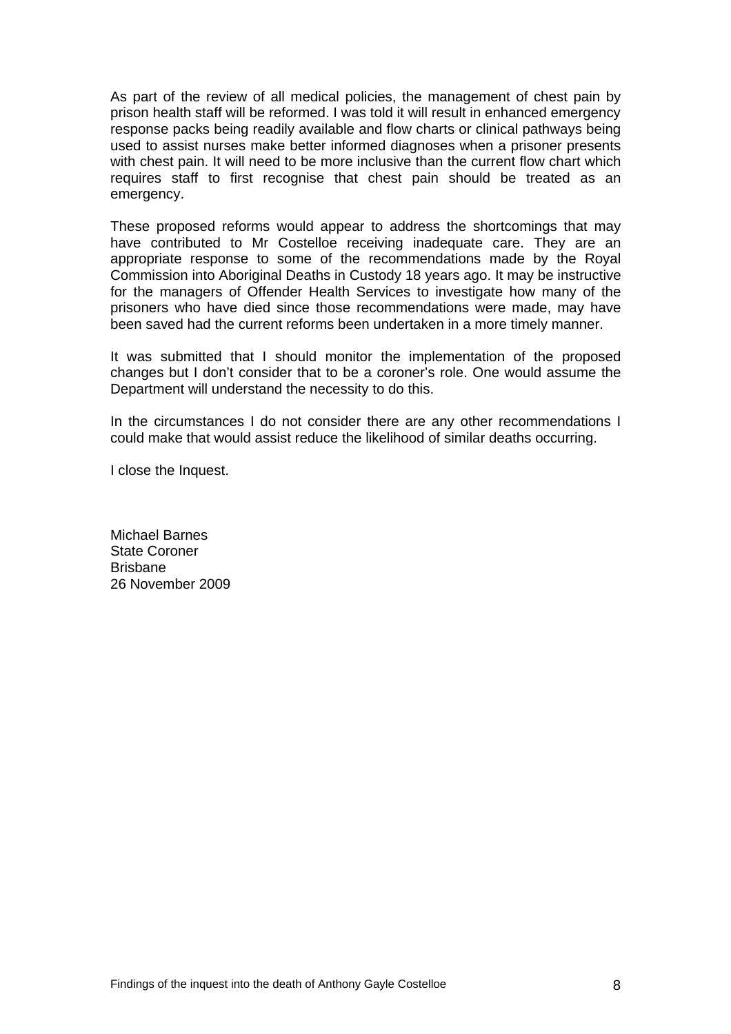As part of the review of all medical policies, the management of chest pain by prison health staff will be reformed. I was told it will result in enhanced emergency response packs being readily available and flow charts or clinical pathways being used to assist nurses make better informed diagnoses when a prisoner presents with chest pain. It will need to be more inclusive than the current flow chart which requires staff to first recognise that chest pain should be treated as an emergency.

These proposed reforms would appear to address the shortcomings that may have contributed to Mr Costelloe receiving inadequate care. They are an appropriate response to some of the recommendations made by the Royal Commission into Aboriginal Deaths in Custody 18 years ago. It may be instructive for the managers of Offender Health Services to investigate how many of the prisoners who have died since those recommendations were made, may have been saved had the current reforms been undertaken in a more timely manner.

It was submitted that I should monitor the implementation of the proposed changes but I don't consider that to be a coroner's role. One would assume the Department will understand the necessity to do this.

In the circumstances I do not consider there are any other recommendations I could make that would assist reduce the likelihood of similar deaths occurring.

I close the Inquest.

Michael Barnes
State Coroner
Brisbane
26 November 2009